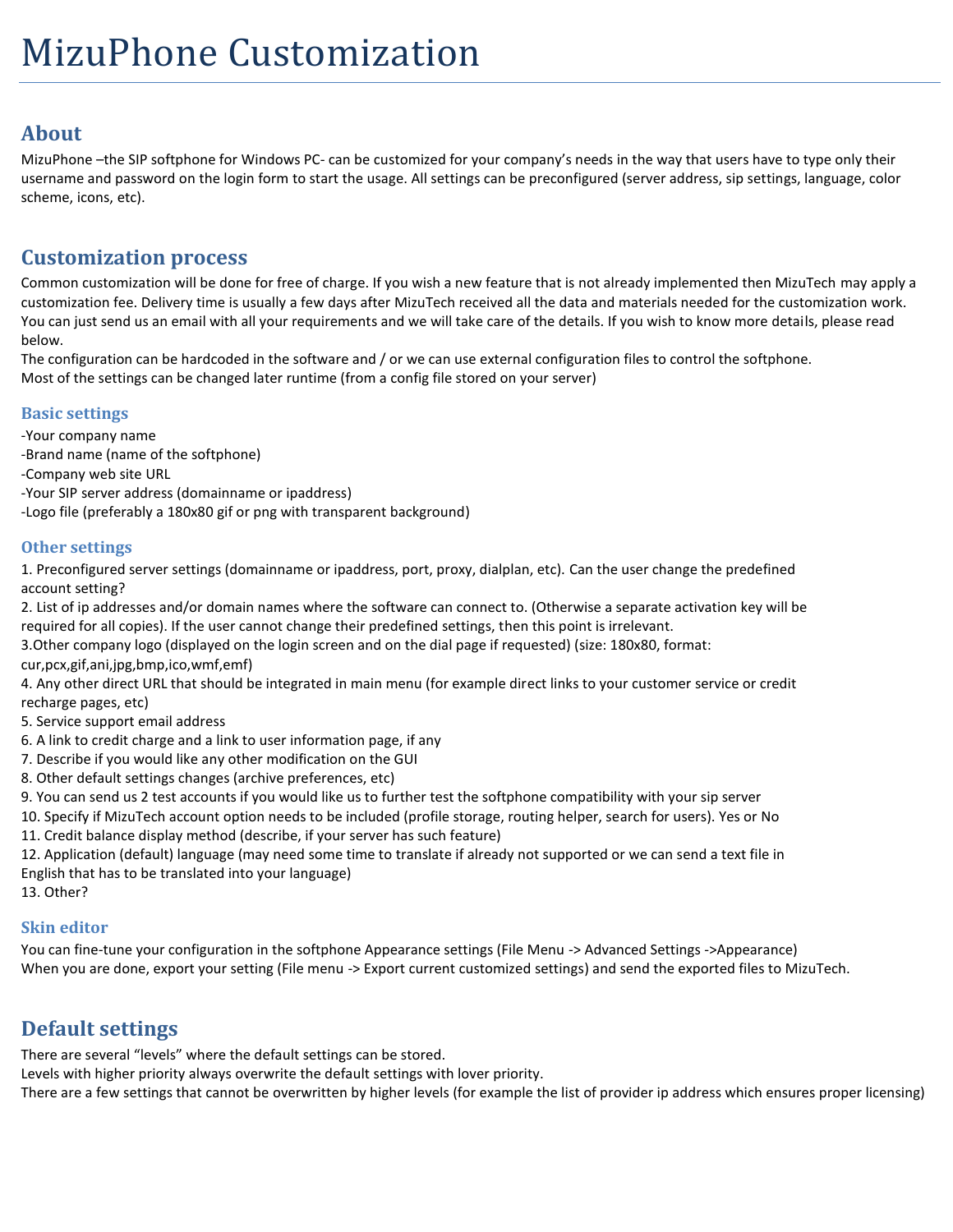# MizuPhone Customization

## About

MizuPhone –the SIP softphone for Windows PC- can be customized for your company's needs in the way that users have to type only their username and password on the login form to start the usage. All settings can be preconfigured (server address, sip settings, language, color scheme, icons, etc).

## Customization process

Common customization will be done for free of charge. If you wish a new feature that is not already implemented then MizuTech may apply a customization fee. Delivery time is usually a few days after MizuTech received all the data and materials needed for the customization work. You can just send us an email with all your requirements and we will take care of the details. If you wish to know more details, please read below.
The configuration can be hardcoded in the software and / or we can use external configuration files to control the softphone.
Most of the settings can be changed later runtime (from a config file stored on your server)

### Basic settings

-Your company name
-Brand name (name of the softphone)
-Company web site URL
-Your SIP server address (domainname or ipaddress)
-Logo file (preferably a 180x80 gif or png with transparent background)

### Other settings

1. Preconfigured server settings (domainname or ipaddress, port, proxy, dialplan, etc). Can the user change the predefined account setting?
2. List of ip addresses and/or domain names where the software can connect to. (Otherwise a separate activation key will be required for all copies). If the user cannot change their predefined settings, then this point is irrelevant.
3.Other company logo (displayed on the login screen and on the dial page if requested) (size: 180x80, format: cur,pcx,gif,ani,jpg,bmp,ico,wmf,emf)
4. Any other direct URL that should be integrated in main menu (for example direct links to your customer service or credit recharge pages, etc)
5. Service support email address
6. A link to credit charge and a link to user information page, if any
7. Describe if you would like any other modification on the GUI
8. Other default settings changes (archive preferences, etc)
9. You can send us 2 test accounts if you would like us to further test the softphone compatibility with your sip server
10. Specify if MizuTech account option needs to be included (profile storage, routing helper, search for users). Yes or No
11. Credit balance display method (describe, if your server has such feature)
12. Application (default) language (may need some time to translate if already not supported or we can send a text file in English that has to be translated into your language)
13. Other?

### Skin editor

You can fine-tune your configuration in the softphone Appearance settings (File Menu -> Advanced Settings ->Appearance)
When you are done, export your setting (File menu -> Export current customized settings) and send the exported files to MizuTech.

## Default settings

There are several "levels" where the default settings can be stored.
Levels with higher priority always overwrite the default settings with lover priority.
There are a few settings that cannot be overwritten by higher levels (for example the list of provider ip address which ensures proper licensing)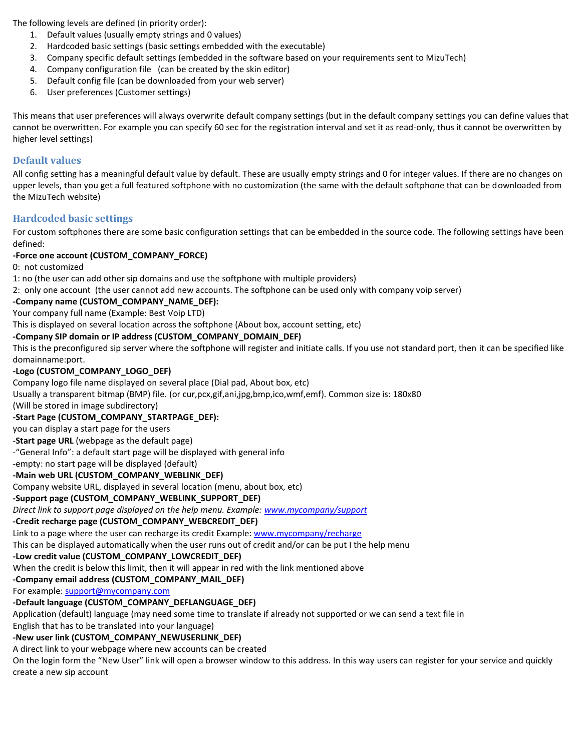The following levels are defined (in priority order):

1. Default values (usually empty strings and 0 values)
2. Hardcoded basic settings (basic settings embedded with the executable)
3. Company specific default settings (embedded in the software based on your requirements sent to MizuTech)
4. Company configuration file (can be created by the skin editor)
5. Default config file (can be downloaded from your web server)
6. User preferences (Customer settings)

This means that user preferences will always overwrite default company settings (but in the default company settings you can define values that cannot be overwritten. For example you can specify 60 sec for the registration interval and set it as read-only, thus it cannot be overwritten by higher level settings)

## Default values

All config setting has a meaningful default value by default. These are usually empty strings and 0 for integer values. If there are no changes on upper levels, than you get a full featured softphone with no customization (the same with the default softphone that can be downloaded from the MizuTech website)

## Hardcoded basic settings

For custom softphones there are some basic configuration settings that can be embedded in the source code. The following settings have been defined:

**-Force one account (CUSTOM_COMPANY_FORCE)**

0: not customized

1: no (the user can add other sip domains and use the softphone with multiple providers)

2: only one account (the user cannot add new accounts. The softphone can be used only with company voip server)

**-Company name (CUSTOM_COMPANY_NAME_DEF):**

Your company full name (Example: Best Voip LTD)

This is displayed on several location across the softphone (About box, account setting, etc)

**-Company SIP domain or IP address (CUSTOM_COMPANY_DOMAIN_DEF)**

This is the preconfigured sip server where the softphone will register and initiate calls. If you use not standard port, then it can be specified like domainname:port.

**-Logo (CUSTOM_COMPANY_LOGO_DEF)**

Company logo file name displayed on several place (Dial pad, About box, etc)

Usually a transparent bitmap (BMP) file. (or cur,pcx,gif,ani,jpg,bmp,ico,wmf,emf). Common size is: 180x80

(Will be stored in image subdirectory)

**-Start Page (CUSTOM_COMPANY_STARTPAGE_DEF):**

you can display a start page for the users

-**Start page URL** (webpage as the default page)

-"General Info": a default start page will be displayed with general info

-empty: no start page will be displayed (default)

**-Main web URL (CUSTOM_COMPANY_WEBLINK_DEF)**

Company website URL, displayed in several location (menu, about box, etc)

**-Support page (CUSTOM_COMPANY_WEBLINK_SUPPORT_DEF)**

*Direct link to support page displayed on the help menu. Example: www.mycompany/support*

**-Credit recharge page (CUSTOM_COMPANY_WEBCREDIT_DEF)**

Link to a page where the user can recharge its credit Example: www.mycompany/recharge

This can be displayed automatically when the user runs out of credit and/or can be put I the help menu

**-Low credit value (CUSTOM_COMPANY_LOWCREDIT_DEF)**

When the credit is below this limit, then it will appear in red with the link mentioned above

**-Company email address (CUSTOM_COMPANY_MAIL_DEF)**

For example: support@mycompany.com

**-Default language (CUSTOM_COMPANY_DEFLANGUAGE_DEF)**

Application (default) language (may need some time to translate if already not supported or we can send a text file in English that has to be translated into your language)

**-New user link (CUSTOM_COMPANY_NEWUSERLINK_DEF)**

A direct link to your webpage where new accounts can be created

On the login form the "New User" link will open a browser window to this address. In this way users can register for your service and quickly create a new sip account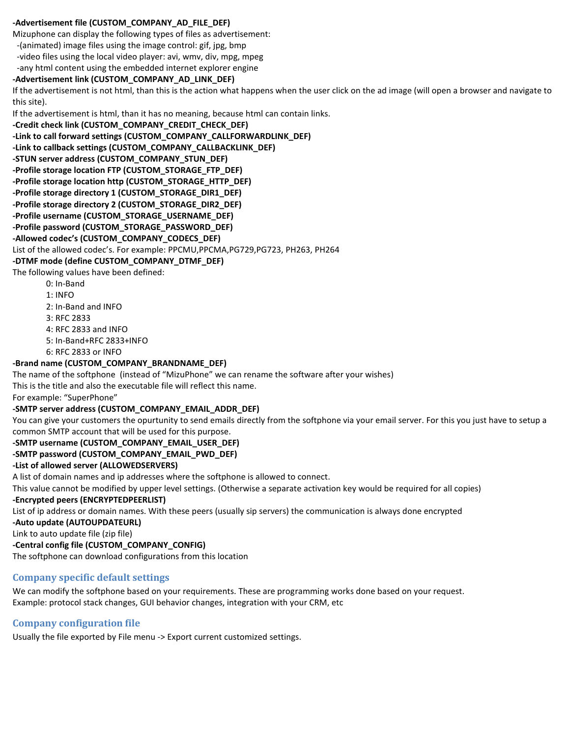**-Advertisement file (CUSTOM_COMPANY_AD_FILE_DEF)**

Mizuphone can display the following types of files as advertisement:

-(animated) image files using the image control: gif, jpg, bmp

-video files using the local video player: avi, wmv, div, mpg, mpeg

-any html content using the embedded internet explorer engine

**-Advertisement link (CUSTOM_COMPANY_AD_LINK_DEF)**

If the advertisement is not html, than this is the action what happens when the user click on the ad image (will open a browser and navigate to this site).

If the advertisement is html, than it has no meaning, because html can contain links.

**-Credit check link (CUSTOM_COMPANY_CREDIT_CHECK_DEF)**

**-Link to call forward settings (CUSTOM_COMPANY_CALLFORWARDLINK_DEF)**

**-Link to callback settings (CUSTOM_COMPANY_CALLBACKLINK_DEF)**

**-STUN server address (CUSTOM_COMPANY_STUN_DEF)**

**-Profile storage location FTP (CUSTOM_STORAGE_FTP_DEF)**

**-Profile storage location http (CUSTOM_STORAGE_HTTP_DEF)**

**-Profile storage directory 1 (CUSTOM_STORAGE_DIR1_DEF)**

**-Profile storage directory 2 (CUSTOM_STORAGE_DIR2_DEF)**

**-Profile username (CUSTOM_STORAGE_USERNAME_DEF)**

**-Profile password (CUSTOM_STORAGE_PASSWORD_DEF)**

**-Allowed codec's (CUSTOM_COMPANY_CODECS_DEF)**

List of the allowed codec's. For example: PPCMU,PPCMA,PG729,PG723, PH263, PH264

**-DTMF mode (define CUSTOM_COMPANY_DTMF_DEF)**

The following values have been defined:

0: In-Band

1: INFO

2: In-Band and INFO

3: RFC 2833

4: RFC 2833 and INFO

5: In-Band+RFC 2833+INFO

6: RFC 2833 or INFO

**-Brand name (CUSTOM_COMPANY_BRANDNAME_DEF)**

The name of the softphone (instead of "MizuPhone" we can rename the software after your wishes)

This is the title and also the executable file will reflect this name.

For example: "SuperPhone"

**-SMTP server address (CUSTOM_COMPANY_EMAIL_ADDR_DEF)**

You can give your customers the opurtunity to send emails directly from the softphone via your email server. For this you just have to setup a common SMTP account that will be used for this purpose.

**-SMTP username (CUSTOM_COMPANY_EMAIL_USER_DEF)**

**-SMTP password (CUSTOM_COMPANY_EMAIL_PWD_DEF)**

**-List of allowed server (ALLOWEDSERVERS)**

A list of domain names and ip addresses where the softphone is allowed to connect.

This value cannot be modified by upper level settings. (Otherwise a separate activation key would be required for all copies)

**-Encrypted peers (ENCRYPTEDPEERLIST)**

List of ip address or domain names. With these peers (usually sip servers) the communication is always done encrypted

**-Auto update (AUTOUPDATEURL)**

Link to auto update file (zip file)

**-Central config file (CUSTOM_COMPANY_CONFIG)**

The softphone can download configurations from this location

## Company specific default settings

We can modify the softphone based on your requirements. These are programming works done based on your request.
Example: protocol stack changes, GUI behavior changes, integration with your CRM, etc

## Company configuration file

Usually the file exported by File menu -> Export current customized settings.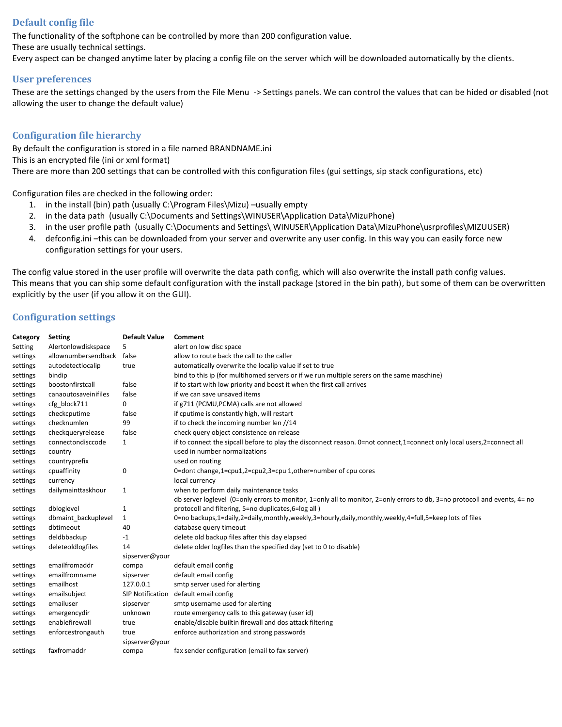## Default config file

The functionality of the softphone can be controlled by more than 200 configuration value.
These are usually technical settings.
Every aspect can be changed anytime later by placing a config file on the server which will be downloaded automatically by the clients.

## User preferences

These are the settings changed by the users from the File Menu -> Settings panels. We can control the values that can be hided or disabled (not allowing the user to change the default value)

## Configuration file hierarchy

By default the configuration is stored in a file named BRANDNAME.ini
This is an encrypted file (ini or xml format)
There are more than 200 settings that can be controlled with this configuration files (gui settings, sip stack configurations, etc)

Configuration files are checked in the following order:

1. in the install (bin) path (usually C:\Program Files\Mizu) –usually empty
2. in the data path (usually C:\Documents and Settings\WINUSER\Application Data\MizuPhone)
3. in the user profile path (usually C:\Documents and Settings\ WINUSER\Application Data\MizuPhone\usrprofiles\MIZUUSER)
4. defconfig.ini –this can be downloaded from your server and overwrite any user config. In this way you can easily force new configuration settings for your users.

The config value stored in the user profile will overwrite the data path config, which will also overwrite the install path config values.
This means that you can ship some default configuration with the install package (stored in the bin path), but some of them can be overwritten explicitly by the user (if you allow it on the GUI).

## Configuration settings

| Category | Setting | Default Value | Comment |
|---|---|---|---|
| Setting | Alertonlowdiskspace | 5 | alert on low disc space |
| settings | allownumbersendback | false | allow to route back the call to the caller |
| settings | autodetectlocalip | true | automatically overwrite the localip value if set to true |
| settings | bindip | | bind to this ip (for multihomed servers or if we run multiple serers on the same maschine) |
| settings | boostonfirstcall | false | if to start with low priority and boost it when the first call arrives |
| settings | canaoutosaveinifiles | false | if we can save unsaved items |
| settings | cfg_block711 | 0 | if g711 (PCMU,PCMA) calls are not allowed |
| settings | checkcputime | false | if cputime is constantly high, will restart |
| settings | checknumlen | 99 | if to check the incoming number len //14 |
| settings | checkqueryrelease | false | check query object consistence on release |
| settings | connectondisccode | 1 | if to connect the sipcall before to play the disconnect reason. 0=not connect,1=connect only local users,2=connect all |
| settings | country | | used in number normalizations |
| settings | countryprefix | | used on routing |
| settings | cpuaffinity | 0 | 0=dont change,1=cpu1,2=cpu2,3=cpu 1,other=number of cpu cores |
| settings | currency | | local currency |
| settings | dailymainttaskhour | 1 | when to perform daily maintenance tasks |
| settings | dbloglevel | 1 | db server loglevel (0=only errors to monitor, 1=only all to monitor, 2=only errors to db, 3=no protocoll and events, 4= no protocoll and filtering, 5=no duplicates,6=log all ) |
| settings | dbmaint_backuplevel | 1 | 0=no backups,1=daily,2=daily,monthly,weekly,3=hourly,daily,monthly,weekly,4=full,5=keep lots of files |
| settings | dbtimeout | 40 | database query timeout |
| settings | deldbbackup | -1 | delete old backup files after this day elapsed |
| settings | deleteoldlogfiles | 14 | delete older logfiles than the specified day (set to 0 to disable) |
| settings | emailfromaddr | sipserver@your compa | default email config |
| settings | emailfromname | sipserver | default email config |
| settings | emailhost | 127.0.0.1 | smtp server used for alerting |
| settings | emailsubject | SIP Notification | default email config |
| settings | emailuser | sipserver | smtp username used for alerting |
| settings | emergencydir | unknown | route emergency calls to this gateway (user id) |
| settings | enablefirewall | true | enable/disable builtin firewall and dos attack filtering |
| settings | enforcestrongauth | true | enforce authorization and strong passwords |
| settings | faxfromaddr | sipserver@your compa | fax sender configuration (email to fax server) |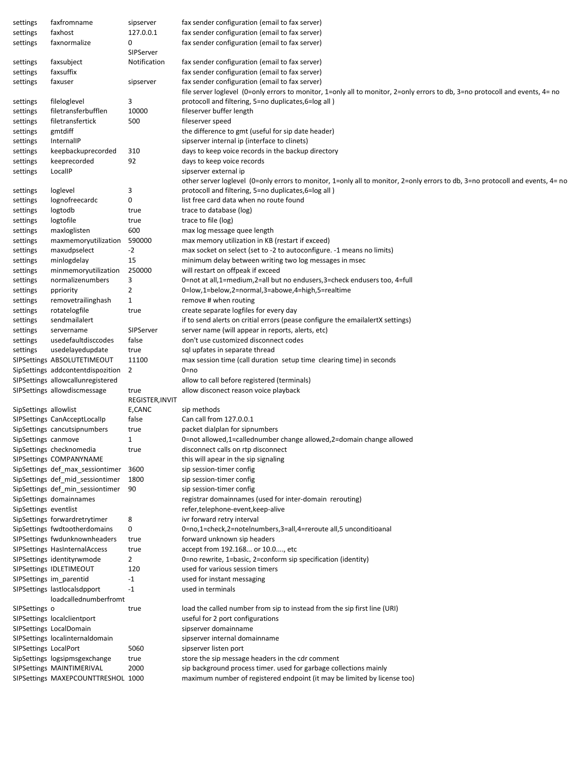| | | | |
|---|---|---|---|
| settings | faxfromname | sipserver | fax sender configuration (email to fax server) |
| settings | faxhost | 127.0.0.1 | fax sender configuration (email to fax server) |
| settings | faxnormalize | 0 | fax sender configuration (email to fax server) |
| settings | faxsubject | SIPServer Notification | fax sender configuration (email to fax server) |
| settings | faxsuffix | | fax sender configuration (email to fax server) |
| settings | faxuser | sipserver | fax sender configuration (email to fax server) |
| settings | fileloglevel | 3 | file server loglevel (0=only errors to monitor, 1=only all to monitor, 2=only errors to db, 3=no protocoll and events, 4= no protocoll and filtering, 5=no duplicates,6=log all ) |
| settings | filetransferbufflen | 10000 | fileserver buffer length |
| settings | filetransfertick | 500 | fileserver speed |
| settings | gmtdiff | | the difference to gmt (useful for sip date header) |
| settings | InternalIP | | sipserver internal ip (interface to clinets) |
| settings | keepbackuprecorded | 310 | days to keep voice records in the backup directory |
| settings | keeprecorded | 92 | days to keep voice records |
| settings | LocalIP | | sipserver external ip |
| settings | loglevel | 3 | other server loglevel (0=only errors to monitor, 1=only all to monitor, 2=only errors to db, 3=no protocoll and events, 4= no protocoll and filtering, 5=no duplicates,6=log all ) |
| settings | lognofreecardc | 0 | list free card data when no route found |
| settings | logtodb | true | trace to database (log) |
| settings | logtofile | true | trace to file (log) |
| settings | maxloglisten | 600 | max log message quee length |
| settings | maxmemoryutilization | 590000 | max memory utilization in KB (restart if exceed) |
| settings | maxudpselect | -2 | max socket on select (set to -2 to autoconfigure. -1 means no limits) |
| settings | minlogdelay | 15 | minimum delay between writing two log messages in msec |
| settings | minmemoryutilization | 250000 | will restart on offpeak if exceed |
| settings | normalizenumbers | 3 | 0=not at all,1=medium,2=all but no endusers,3=check endusers too, 4=full |
| settings | ppriority | 2 | 0=low,1=below,2=normal,3=abowe,4=high,5=realtime |
| settings | removetrailinghash | 1 | remove # when routing |
| settings | rotatelogfile | true | create separate logfiles for every day |
| settings | sendmailalert | | if to send alerts on critial errors (pease configure the emailalertX settings) |
| settings | servername | SIPServer | server name (will appear in reports, alerts, etc) |
| settings | usedefaultdisccodes | false | don't use customized disconnect codes |
| settings | usedelayedupdate | true | sql upfates in separate thread |
| SIPSettings | ABSOLUTETIMEOUT | 11100 | max session time (call duration setup time clearing time) in seconds |
| SipSettings | addcontentdispozition | 2 | 0=no |
| SIPSettings | allowcallunregistered | | allow to call before registered (terminals) |
| SIPSettings | allowdiscmessage | true | allow disconect reason voice playback |
| SipSettings | allowlist | REGISTER,INVITE,CANC | sip methods |
| SIPSettings | CanAcceptLocalIp | false | Can call from 127.0.0.1 |
| SIPSettings | cancutsipnumbers | true | packet dialplan for sipnumbers |
| SipSettings | canmove | 1 | 0=not allowed,1=callednumber change allowed,2=domain change allowed |
| SIPSettings | checknomedia | true | disconnect calls on rtp disconnect |
| SIPSettings | COMPANYNAME | | this will apear in the sip signaling |
| SipSettings | def_max_sessiontimer | 3600 | sip session-timer config |
| SipSettings | def_mid_sessiontimer | 1800 | sip session-timer config |
| SipSettings | def_min_sessiontimer | 90 | sip session-timer config |
| SipSettings | domainnames | | registrar domainnames (used for inter-domain rerouting) |
| SipSettings | eventlist | | refer,telephone-event,keep-alive |
| SIPSettings | forwardretrytimer | 8 | ivr forward retry interval |
| SipSettings | fwdtootherdomains | 0 | 0=no,1=check,2=notelnumbers,3=all,4=reroute all,5 unconditioanal |
| SIPSettings | fwdunknownheaders | true | forward unknown sip headers |
| SIPSettings | HasInternalAccess | true | accept from 192.168... or 10.0...., etc |
| SipSettings | identityrwmode | 2 | 0=no rewrite, 1=basic, 2=conform sip specification (identity) |
| SIPSettings | IDLETIMEOUT | 120 | used for various session timers |
| SIPSettings | im_parentid | -1 | used for instant messaging |
| SIPSettings | lastlocalsdpport | -1 | used in terminals |
| SIPSettings | loadcallednumberfromto | true | load the called number from sip to instead from the sip first line (URI) |
| SIPSettings | localclientport | | useful for 2 port configurations |
| SIPSettings | LocalDomain | | sipserver domainname |
| SIPSettings | localinternaldomain | | sipserver internal domainname |
| SIPSettings | LocalPort | 5060 | sipserver listen port |
| SipSettings | logsipmsgexchange | true | store the sip message headers in the cdr comment |
| SIPSettings | MAINTIMERIVAL | 2000 | sip background process timer. used for garbage collections mainly |
| SIPSettings | MAXEPCOUNTTRESHOL | 1000 | maximum number of registered endpoint (it may be limited by license too) |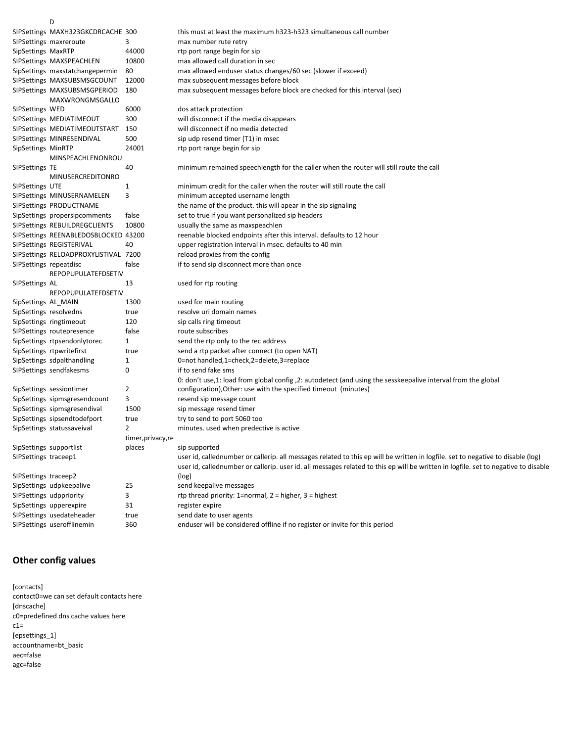| | | | |
|---|---|---|---|
| | D | | |
| SIPSettings | MAXH323GKCDRCACHE | 300 | this must at least the maximum h323-h323 simultaneous call number |
| SIPSettings | maxreroute | 3 | max number rute retry |
| SipSettings | MaxRTP | 44000 | rtp port range begin for sip |
| SIPSettings | MAXSPEACHLEN | 10800 | max allowed call duration in sec |
| SIPSettings | maxstatchangepermin | 80 | max allowed enduser status changes/60 sec (slower if exceed) |
| SIPSettings | MAXSUBSMSGCOUNT | 12000 | max subsequent messages before block |
| SIPSettings | MAXSUBSMSGPERIOD | 180 | max subsequent messages before block are checked for this interval (sec) |
| SIPSettings | MAXWRONGMSGALLOWED | 6000 | dos attack protection |
| SIPSettings | MEDIATIMEOUT | 300 | will disconnect if the media disappears |
| SIPSettings | MEDIATIMEOUTSTART | 150 | will disconnect if no media detected |
| SIPSettings | MINRESENDIVAL | 500 | sip udp resend timer (T1) in msec |
| SipSettings | MinRTP | 24001 | rtp port range begin for sip |
| SIPSettings | MINSPEACHLENONROUTE | 40 | minimum remained speechlength for the caller when the router will still route the call |
| SIPSettings | MINUSERCREDITONROUTE | 1 | minimum credit for the caller when the router will still route the call |
| SIPSettings | MINUSERNAMELEN | 3 | minimum accepted username length |
| SIPSettings | PRODUCTNAME | | the name of the product. this will apear in the sip signaling |
| SipSettings | propersipcomments | false | set to true if you want personalized sip headers |
| SIPSettings | REBUILDREGCLIENTS | 10800 | usually the same as maxspeachlen |
| SIPSettings | REENABLEDOSBLOCKED | 43200 | reenable blocked endpoints after this interval. defaults to 12 hour |
| SIPSettings | REGISTERIVAL | 40 | upper registration interval in msec. defaults to 40 min |
| SIPSettings | RELOADPROXYLISTIVAL | 7200 | reload proxies from the config |
| SIPSettings | repeatdisc | false | if to send sip disconnect more than once |
| SIPSettings | REPOPUPULATEFDSETIVAL | 13 | used for rtp routing |
| SipSettings | REPOPUPULATEFDSETIVAL_MAIN | 1300 | used for main routing |
| SipSettings | resolvedns | true | resolve uri domain names |
| SipSettings | ringtimeout | 120 | sip calls ring timeout |
| SIPSettings | routepresence | false | route subscribes |
| SipSettings | rtpsendonlytorec | 1 | send the rtp only to the rec address |
| SipSettings | rtpwritefirst | true | send a rtp packet after connect (to open NAT) |
| SipSettings | sdpalthandling | 1 | 0=not handled,1=check,2=delete,3=replace |
| SIPSettings | sendfakesms | 0 | if to send fake sms |
| SipSettings | sessiontimer | 2 | 0: don't use,1: load from global config ,2: autodetect (and using the sesskeepalive interval from the global configuration),Other: use with the specified timeout (minutes) |
| SipSettings | sipmsgresendcount | 3 | resend sip message count |
| SipSettings | sipmsgresendival | 1500 | sip message resend timer |
| SipSettings | sipsendtodefport | true | try to send to port 5060 too |
| SipSettings | statussaveival | 2 | minutes. used when predective is active |
| SipSettings | supportlist | timer,privacy,replaces | sip supported |
| SIPSettings | traceep1 | | user id, callednumber or callerip. all messages related to this ep will be written in logfile. set to negative to disable (log) |
| SIPSettings | traceep2 | | user id, callednumber or callerip. user id. all messages related to this ep will be written in logfile. set to negative to disable (log) |
| SipSettings | udpkeepalive | 25 | send keepalive messages |
| SipSettings | udppriority | 3 | rtp thread priority: 1=normal, 2 = higher, 3 = highest |
| SipSettings | upperexpire | 31 | register expire |
| SipSettings | usedateheader | true | send date to user agents |
| SIPSettings | userofflinemin | 360 | enduser will be considered offline if no register or invite for this period |

## Other config values

[contacts]
contact0=we can set default contacts here
[dnscache]
c0=predefined dns cache values here
c1=
[epsettings_1]
accountname=bt_basic
aec=false
agc=false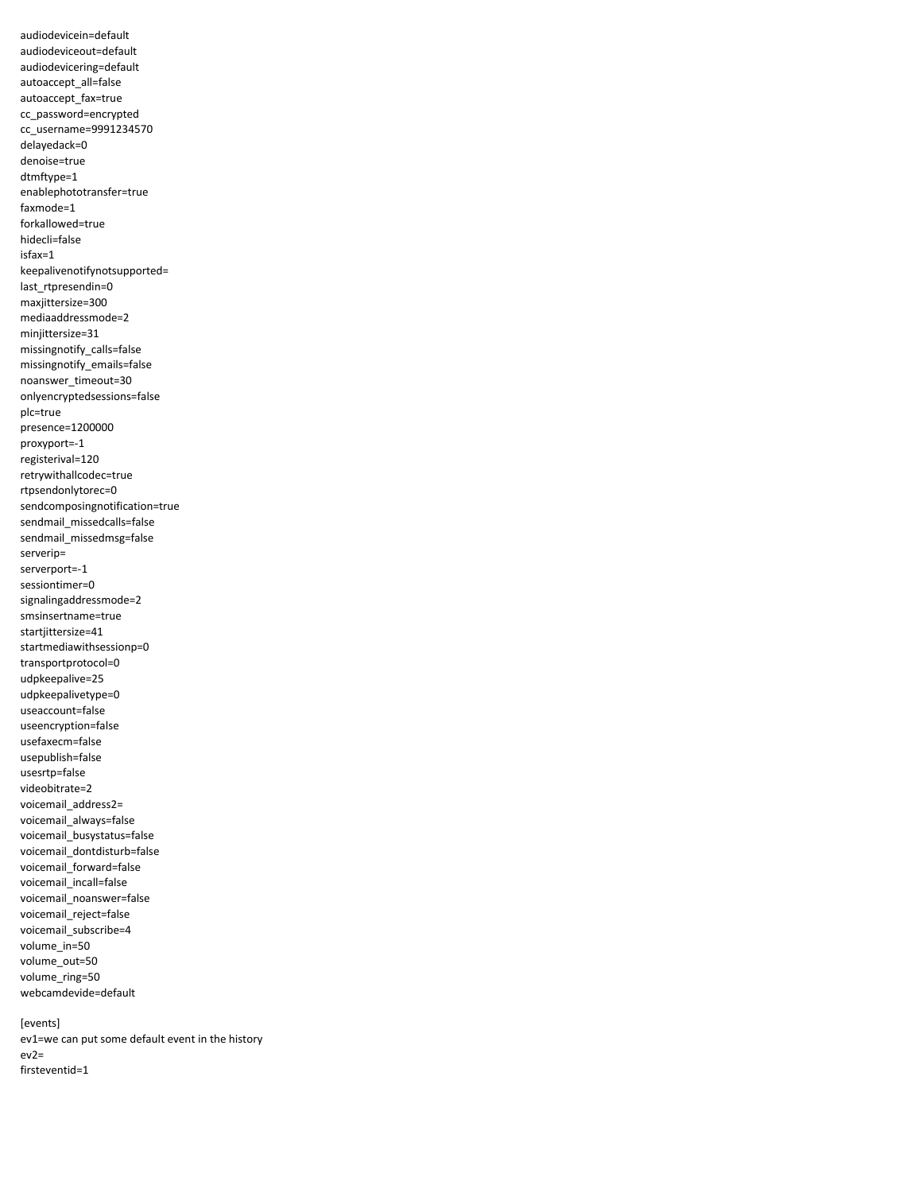audiodevicein=default
audiodeviceout=default
audiodevicering=default
autoaccept_all=false
autoaccept_fax=true
cc_password=encrypted
cc_username=9991234570
delayedack=0
denoise=true
dtmftype=1
enablephototransfer=true
faxmode=1
forkallowed=true
hidecli=false
isfax=1
keepalivenotifynotsupported=
last_rtpresendin=0
maxjittersize=300
mediaaddressmode=2
minjittersize=31
missingnotify_calls=false
missingnotify_emails=false
noanswer_timeout=30
onlyencryptedsessions=false
plc=true
presence=1200000
proxyport=-1
registerival=120
retrywithallcodec=true
rtpsendonlytorec=0
sendcomposingnotification=true
sendmail_missedcalls=false
sendmail_missedmsg=false
serverip=
serverport=-1
sessiontimer=0
signalingaddressmode=2
smsinsertname=true
startjittersize=41
startmediawithsessionp=0
transportprotocol=0
udpkeepalive=25
udpkeepalivetype=0
useaccount=false
useencryption=false
usefaxecm=false
usepublish=false
usesrtp=false
videobitrate=2
voicemail_address2=
voicemail_always=false
voicemail_busystatus=false
voicemail_dontdisturb=false
voicemail_forward=false
voicemail_incall=false
voicemail_noanswer=false
voicemail_reject=false
voicemail_subscribe=4
volume_in=50
volume_out=50
volume_ring=50
webcamdevide=default

[events]
ev1=we can put some default event in the history
ev2=
firsteventid=1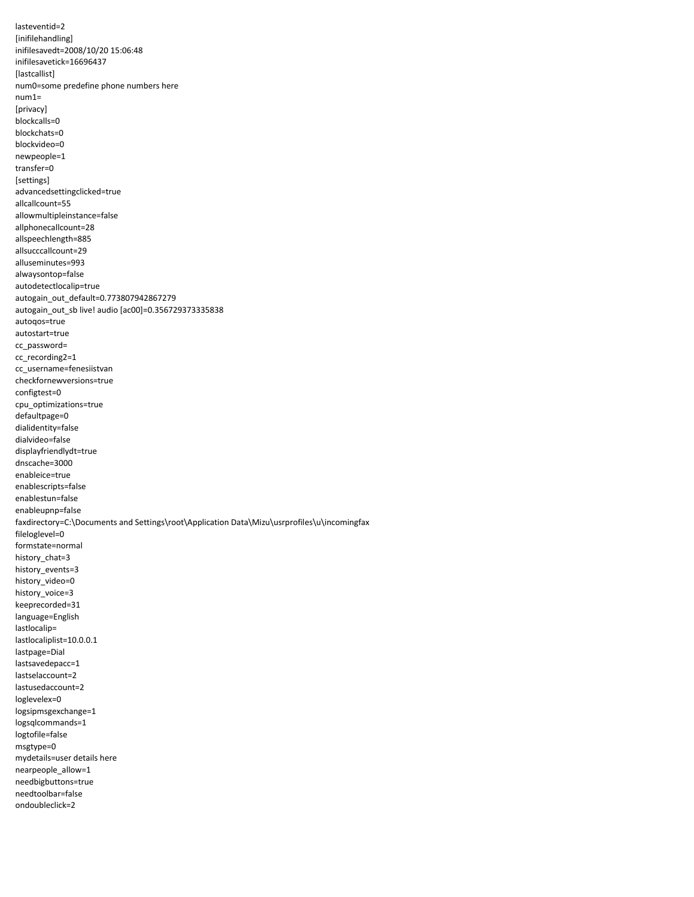lasteventid=2
[inifilehandling]
inifilesavedt=2008/10/20 15:06:48
inifilesavetick=16696437
[lastcallist]
num0=some predefine phone numbers here
num1=
[privacy]
blockcalls=0
blockchats=0
blockvideo=0
newpeople=1
transfer=0
[settings]
advancedsettingclicked=true
allcallcount=55
allowmultipleinstance=false
allphonecallcount=28
allspeechlength=885
allsucccallcount=29
alluseminutes=993
alwaysontop=false
autodetectlocalip=true
autogain_out_default=0.773807942867279
autogain_out_sb live! audio [ac00]=0.356729373335838
autoqos=true
autostart=true
cc_password=
cc_recording2=1
cc_username=fenesiistvan
checkfornewversions=true
configtest=0
cpu_optimizations=true
defaultpage=0
dialidentity=false
dialvideo=false
displayfriendlydt=true
dnscache=3000
enableice=true
enablescripts=false
enablestun=false
enableupnp=false
faxdirectory=C:\Documents and Settings\root\Application Data\Mizu\usrprofiles\u\incomingfax
fileloglevel=0
formstate=normal
history_chat=3
history_events=3
history_video=0
history_voice=3
keeprecorded=31
language=English
lastlocalip=
lastlocaliplist=10.0.0.1
lastpage=Dial
lastsavedepacc=1
lastselaccount=2
lastusedaccount=2
loglevelex=0
logsipmsgexchange=1
logsqlcommands=1
logtofile=false
msgtype=0
mydetails=user details here
nearpeople_allow=1
needbigbuttons=true
needtoolbar=false
ondoubleclick=2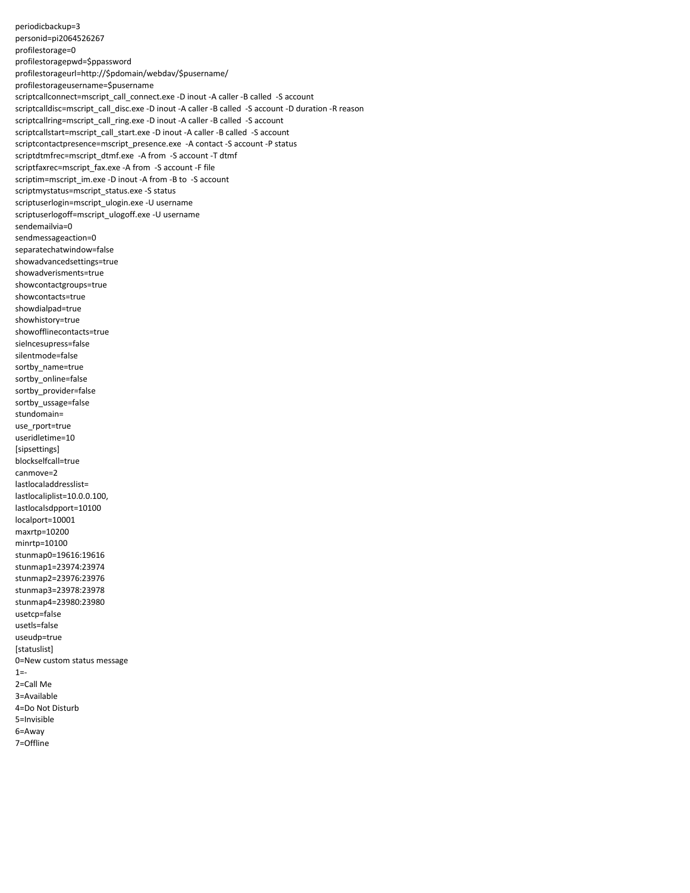```
periodicbackup=3
personid=pi2064526267
profilestorage=0
profilestoragepwd=$ppassword
profilestorageurl=http://$pdomain/webdav/$pusername/
profilestorageusername=$pusername
scriptcallconnect=mscript_call_connect.exe -D inout -A caller -B called  -S account
scriptcalldisc=mscript_call_disc.exe -D inout -A caller -B called  -S account -D duration -R reason
scriptcallring=mscript_call_ring.exe -D inout -A caller -B called  -S account
scriptcallstart=mscript_call_start.exe -D inout -A caller -B called  -S account
scriptcontactpresence=mscript_presence.exe  -A contact -S account -P status
scriptdtmfrec=mscript_dtmf.exe  -A from  -S account -T dtmf
scriptfaxrec=mscript_fax.exe -A from  -S account -F file
scriptim=mscript_im.exe -D inout -A from -B to  -S account
scriptmystatus=mscript_status.exe -S status
scriptuserlogin=mscript_ulogin.exe -U username
scriptuserlogoff=mscript_ulogoff.exe -U username
sendemailvia=0
sendmessageaction=0
separatechatwindow=false
showadvancedsettings=true
showadverisments=true
showcontactgroups=true
showcontacts=true
showdialpad=true
showhistory=true
showofflinecontacts=true
sielncesupress=false
silentmode=false
sortby_name=true
sortby_online=false
sortby_provider=false
sortby_usage=false
stundomain=
use_rport=true
useridletime=10
[sipsettings]
blockselfcall=true
canmove=2
lastlocaladdresslist=
lastlocaliplist=10.0.0.100,
lastlocalsdpport=10100
localport=10001
maxrtp=10200
minrtp=10100
stunmap0=19616:19616
stunmap1=23974:23974
stunmap2=23976:23976
stunmap3=23978:23978
stunmap4=23980:23980
usetcp=false
usetls=false
useudp=true
[statuslist]
0=New custom status message
1=-
2=Call Me
3=Available
4=Do Not Disturb
5=Invisible
6=Away
7=Offline
```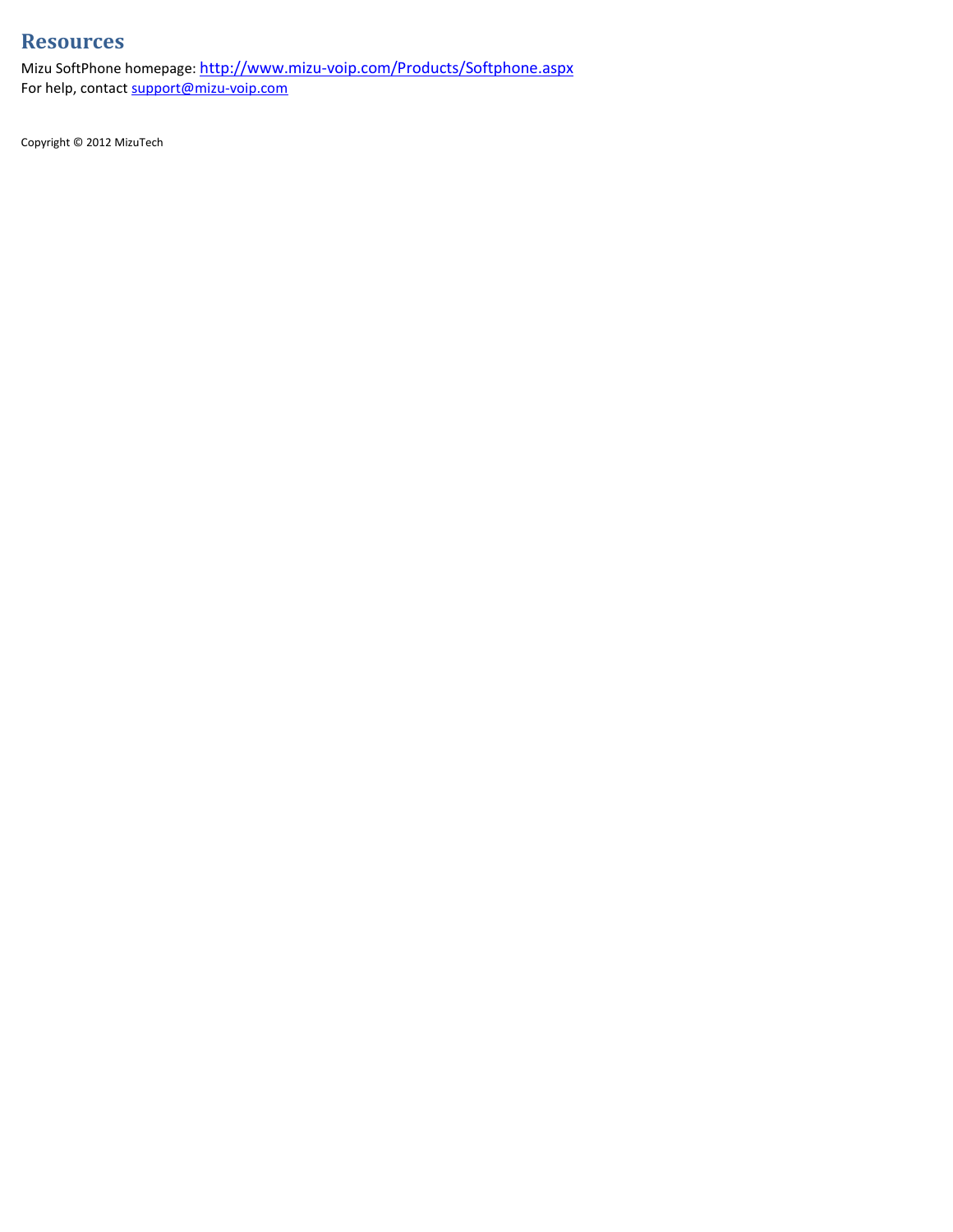## Resources

Mizu SoftPhone homepage: http://www.mizu-voip.com/Products/Softphone.aspx
For help, contact support@mizu-voip.com

Copyright © 2012 MizuTech